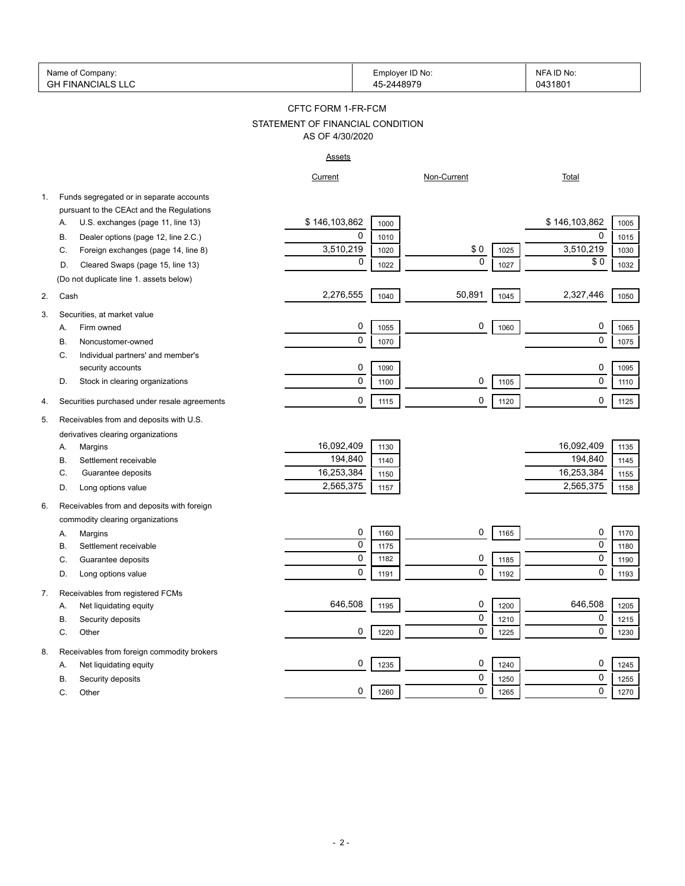| Name of Company: | Employer ID No: | NFA ID No: |
|---|---|---|
| GH FINANCIALS LLC | 45-2448979 | 0431801 |

# CFTC FORM 1-FR-FCM

## STATEMENT OF FINANCIAL CONDITION

AS OF 4/30/2020

### Assets

| | | Current | | Non-Current | | Total | |
|---|---|---|---|---|---|---|---|
| 1. | Funds segregated or in separate accounts pursuant to the CEAct and the Regulations | | | | | | |
| | A. U.S. exchanges (page 11, line 13) | $ 146,103,862 | 1000 | | | $ 146,103,862 | 1005 |
| | B. Dealer options (page 12, line 2.C.) | 0 | 1010 | | | 0 | 1015 |
| | C. Foreign exchanges (page 14, line 8) | 3,510,219 | 1020 | $ 0 | 1025 | 3,510,219 | 1030 |
| | D. Cleared Swaps (page 15, line 13) | 0 | 1022 | 0 | 1027 | $ 0 | 1032 |
| | (Do not duplicate line 1. assets below) | | | | | | |
| 2. | Cash | 2,276,555 | 1040 | 50,891 | 1045 | 2,327,446 | 1050 |
| 3. | Securities, at market value | | | | | | |
| | A. Firm owned | 0 | 1055 | 0 | 1060 | 0 | 1065 |
| | B. Noncustomer-owned | 0 | 1070 | | | 0 | 1075 |
| | C. Individual partners' and member's security accounts | 0 | 1090 | | | 0 | 1095 |
| | D. Stock in clearing organizations | 0 | 1100 | 0 | 1105 | 0 | 1110 |
| 4. | Securities purchased under resale agreements | 0 | 1115 | 0 | 1120 | 0 | 1125 |
| 5. | Receivables from and deposits with U.S. derivatives clearing organizations | | | | | | |
| | A. Margins | 16,092,409 | 1130 | | | 16,092,409 | 1135 |
| | B. Settlement receivable | 194,840 | 1140 | | | 194,840 | 1145 |
| | C. Guarantee deposits | 16,253,384 | 1150 | | | 16,253,384 | 1155 |
| | D. Long options value | 2,565,375 | 1157 | | | 2,565,375 | 1158 |
| 6. | Receivables from and deposits with foreign commodity clearing organizations | | | | | | |
| | A. Margins | 0 | 1160 | 0 | 1165 | 0 | 1170 |
| | B. Settlement receivable | 0 | 1175 | | | 0 | 1180 |
| | C. Guarantee deposits | 0 | 1182 | 0 | 1185 | 0 | 1190 |
| | D. Long options value | 0 | 1191 | 0 | 1192 | 0 | 1193 |
| 7. | Receivables from registered FCMs | | | | | | |
| | A. Net liquidating equity | 646,508 | 1195 | 0 | 1200 | 646,508 | 1205 |
| | B. Security deposits | | | 0 | 1210 | 0 | 1215 |
| | C. Other | 0 | 1220 | 0 | 1225 | 0 | 1230 |
| 8. | Receivables from foreign commodity brokers | | | | | | |
| | A. Net liquidating equity | 0 | 1235 | 0 | 1240 | 0 | 1245 |
| | B. Security deposits | | | 0 | 1250 | 0 | 1255 |
| | C. Other | 0 | 1260 | 0 | 1265 | 0 | 1270 |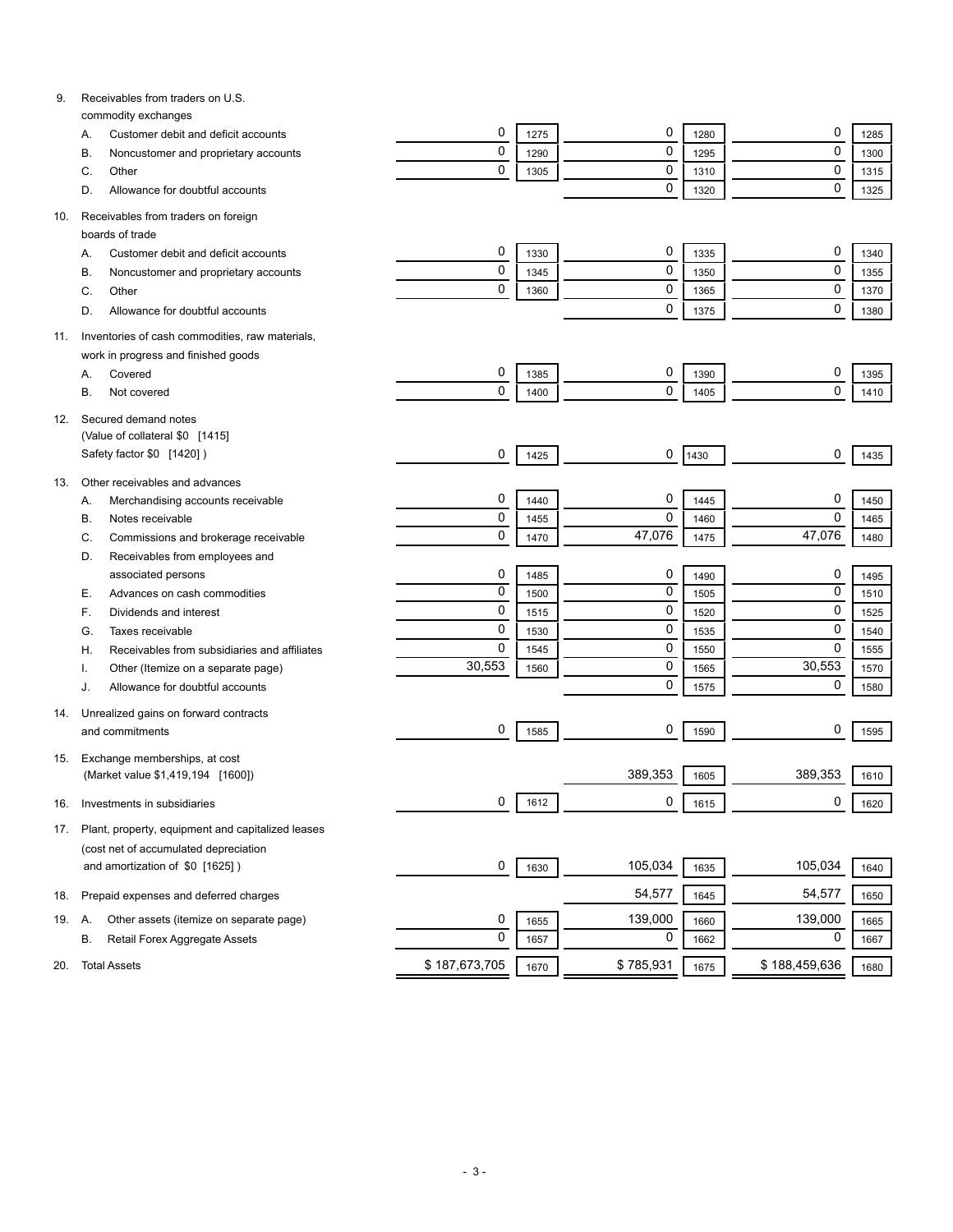| | | | | | | |
|---|---|---|---|---|---|---|
| 9. Receivables from traders on U.S. commodity exchanges | | | | | | |
| A. Customer debit and deficit accounts | 0 | 1275 | 0 | 1280 | 0 | 1285 |
| B. Noncustomer and proprietary accounts | 0 | 1290 | 0 | 1295 | 0 | 1300 |
| C. Other | 0 | 1305 | 0 | 1310 | 0 | 1315 |
| D. Allowance for doubtful accounts | | | 0 | 1320 | 0 | 1325 |
| 10. Receivables from traders on foreign boards of trade | | | | | | |
| A. Customer debit and deficit accounts | 0 | 1330 | 0 | 1335 | 0 | 1340 |
| B. Noncustomer and proprietary accounts | 0 | 1345 | 0 | 1350 | 0 | 1355 |
| C. Other | 0 | 1360 | 0 | 1365 | 0 | 1370 |
| D. Allowance for doubtful accounts | | | 0 | 1375 | 0 | 1380 |
| 11. Inventories of cash commodities, raw materials, work in progress and finished goods | | | | | | |
| A. Covered | 0 | 1385 | 0 | 1390 | 0 | 1395 |
| B. Not covered | 0 | 1400 | 0 | 1405 | 0 | 1410 |
| 12. Secured demand notes (Value of collateral $0 [1415] Safety factor $0 [1420] ) | 0 | 1425 | 0 | 1430 | 0 | 1435 |
| 13. Other receivables and advances | | | | | | |
| A. Merchandising accounts receivable | 0 | 1440 | 0 | 1445 | 0 | 1450 |
| B. Notes receivable | 0 | 1455 | 0 | 1460 | 0 | 1465 |
| C. Commissions and brokerage receivable | 0 | 1470 | 47,076 | 1475 | 47,076 | 1480 |
| D. Receivables from employees and associated persons | 0 | 1485 | 0 | 1490 | 0 | 1495 |
| E. Advances on cash commodities | 0 | 1500 | 0 | 1505 | 0 | 1510 |
| F. Dividends and interest | 0 | 1515 | 0 | 1520 | 0 | 1525 |
| G. Taxes receivable | 0 | 1530 | 0 | 1535 | 0 | 1540 |
| H. Receivables from subsidiaries and affiliates | 0 | 1545 | 0 | 1550 | 0 | 1555 |
| I. Other (Itemize on a separate page) | 30,553 | 1560 | 0 | 1565 | 30,553 | 1570 |
| J. Allowance for doubtful accounts | | | 0 | 1575 | 0 | 1580 |
| 14. Unrealized gains on forward contracts and commitments | 0 | 1585 | 0 | 1590 | 0 | 1595 |
| 15. Exchange memberships, at cost (Market value $1,419,194 [1600]) | | | 389,353 | 1605 | 389,353 | 1610 |
| 16. Investments in subsidiaries | 0 | 1612 | 0 | 1615 | 0 | 1620 |
| 17. Plant, property, equipment and capitalized leases (cost net of accumulated depreciation and amortization of $0 [1625] ) | 0 | 1630 | 105,034 | 1635 | 105,034 | 1640 |
| 18. Prepaid expenses and deferred charges | | | 54,577 | 1645 | 54,577 | 1650 |
| 19. A. Other assets (itemize on separate page) | 0 | 1655 | 139,000 | 1660 | 139,000 | 1665 |
| B. Retail Forex Aggregate Assets | 0 | 1657 | 0 | 1662 | 0 | 1667 |
| 20. Total Assets | $ 187,673,705 | 1670 | $ 785,931 | 1675 | $ 188,459,636 | 1680 |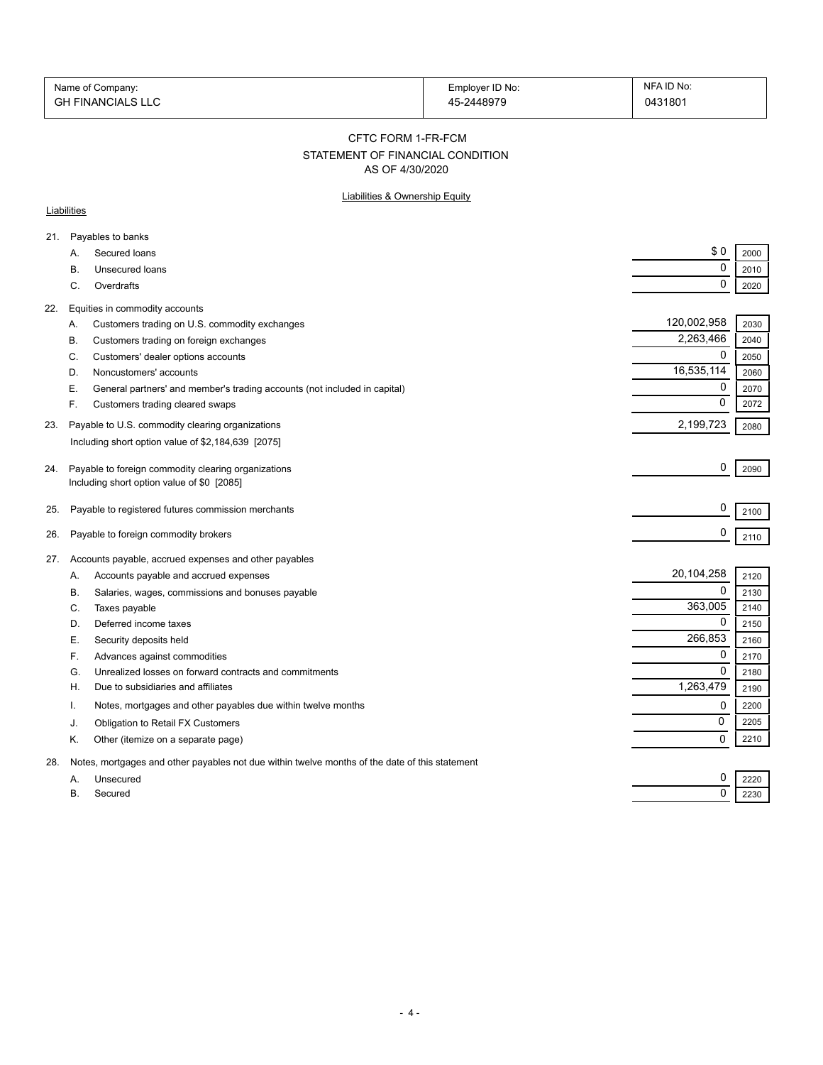| Name of Company: | Employer ID No: | NFA ID No: |
|---|---|---|
| GH FINANCIALS LLC | 45-2448979 | 0431801 |

CFTC FORM 1-FR-FCM

STATEMENT OF FINANCIAL CONDITION

AS OF 4/30/2020

Liabilities & Ownership Equity

Liabilities

| | | Amount | Code |
|---|---|---|---|
| 21. | Payables to banks | | |
| | A. Secured loans | $ 0 | 2000 |
| | B. Unsecured loans | 0 | 2010 |
| | C. Overdrafts | 0 | 2020 |
| 22. | Equities in commodity accounts | | |
| | A. Customers trading on U.S. commodity exchanges | 120,002,958 | 2030 |
| | B. Customers trading on foreign exchanges | 2,263,466 | 2040 |
| | C. Customers' dealer options accounts | 0 | 2050 |
| | D. Noncustomers' accounts | 16,535,114 | 2060 |
| | E. General partners' and member's trading accounts (not included in capital) | 0 | 2070 |
| | F. Customers trading cleared swaps | 0 | 2072 |
| 23. | Payable to U.S. commodity clearing organizations<br>Including short option value of $2,184,639 [2075] | 2,199,723 | 2080 |
| 24. | Payable to foreign commodity clearing organizations<br>Including short option value of $0 [2085] | 0 | 2090 |
| 25. | Payable to registered futures commission merchants | 0 | 2100 |
| 26. | Payable to foreign commodity brokers | 0 | 2110 |
| 27. | Accounts payable, accrued expenses and other payables | | |
| | A. Accounts payable and accrued expenses | 20,104,258 | 2120 |
| | B. Salaries, wages, commissions and bonuses payable | 0 | 2130 |
| | C. Taxes payable | 363,005 | 2140 |
| | D. Deferred income taxes | 0 | 2150 |
| | E. Security deposits held | 266,853 | 2160 |
| | F. Advances against commodities | 0 | 2170 |
| | G. Unrealized losses on forward contracts and commitments | 0 | 2180 |
| | H. Due to subsidiaries and affiliates | 1,263,479 | 2190 |
| | I. Notes, mortgages and other payables due within twelve months | 0 | 2200 |
| | J. Obligation to Retail FX Customers | 0 | 2205 |
| | K. Other (itemize on a separate page) | 0 | 2210 |
| 28. | Notes, mortgages and other payables not due within twelve months of the date of this statement | | |
| | A. Unsecured | 0 | 2220 |
| | B. Secured | 0 | 2230 |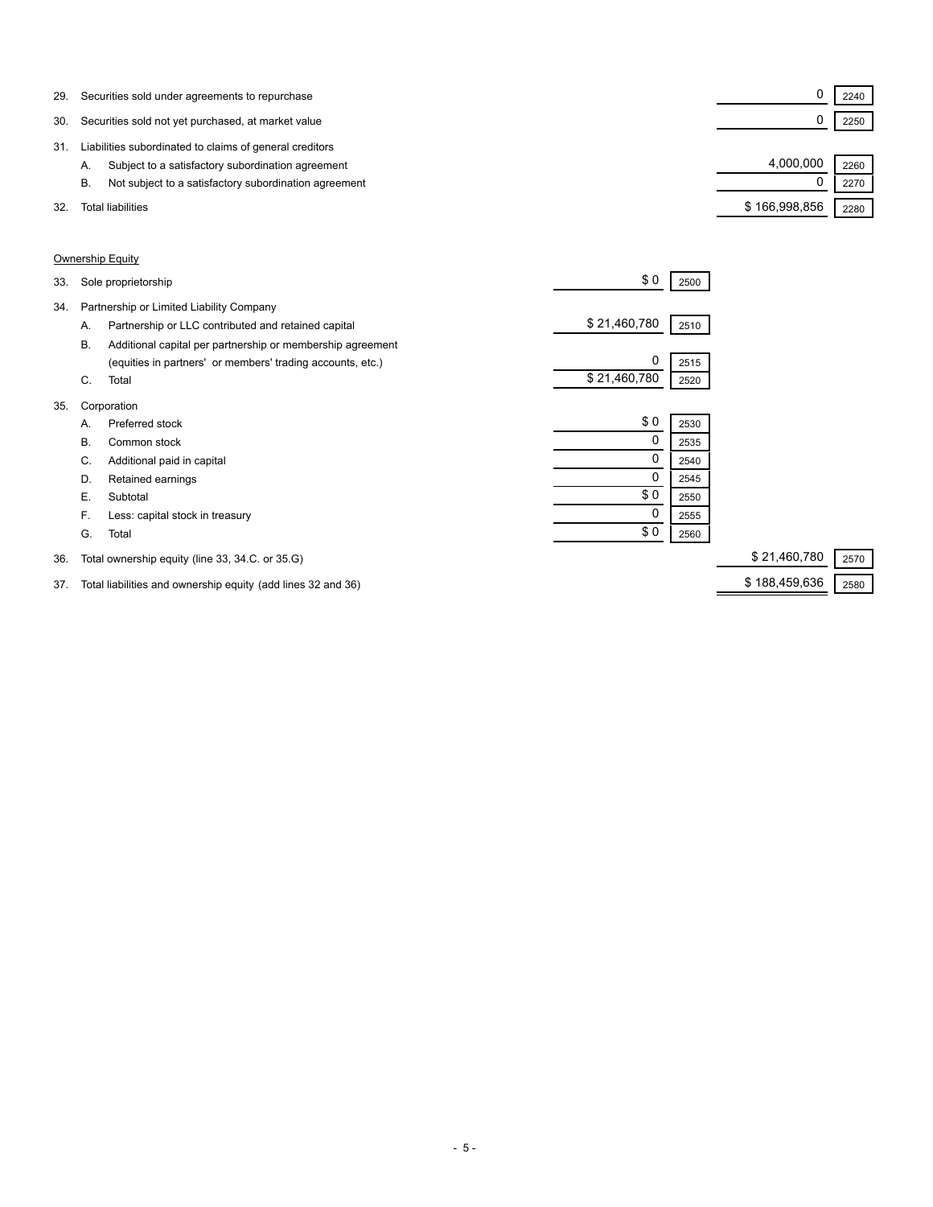| Line | Item | | | Amount | Code |
|---|---|---|---|---|---|
| 29. | Securities sold under agreements to repurchase | | | 0 | 2240 |
| 30. | Securities sold not yet purchased, at market value | | | 0 | 2250 |
| 31. | Liabilities subordinated to claims of general creditors | | | | |
| | A. Subject to a satisfactory subordination agreement | | | 4,000,000 | 2260 |
| | B. Not subject to a satisfactory subordination agreement | | | 0 | 2270 |
| 32. | Total liabilities | | | $ 166,998,856 | 2280 |

Ownership Equity

| Line | Item | Amount | Code | Amount | Code |
|---|---|---|---|---|---|
| 33. | Sole proprietorship | $ 0 | 2500 | | |
| 34. | Partnership or Limited Liability Company | | | | |
| | A. Partnership or LLC contributed and retained capital | $ 21,460,780 | 2510 | | |
| | B. Additional capital per partnership or membership agreement (equities in partners' or members' trading accounts, etc.) | 0 | 2515 | | |
| | C. Total | $ 21,460,780 | 2520 | | |
| 35. | Corporation | | | | |
| | A. Preferred stock | $ 0 | 2530 | | |
| | B. Common stock | 0 | 2535 | | |
| | C. Additional paid in capital | 0 | 2540 | | |
| | D. Retained earnings | 0 | 2545 | | |
| | E. Subtotal | $ 0 | 2550 | | |
| | F. Less: capital stock in treasury | 0 | 2555 | | |
| | G. Total | $ 0 | 2560 | | |
| 36. | Total ownership equity (line 33, 34.C. or 35.G) | | | $ 21,460,780 | 2570 |
| 37. | Total liabilities and ownership equity (add lines 32 and 36) | | | $ 188,459,636 | 2580 |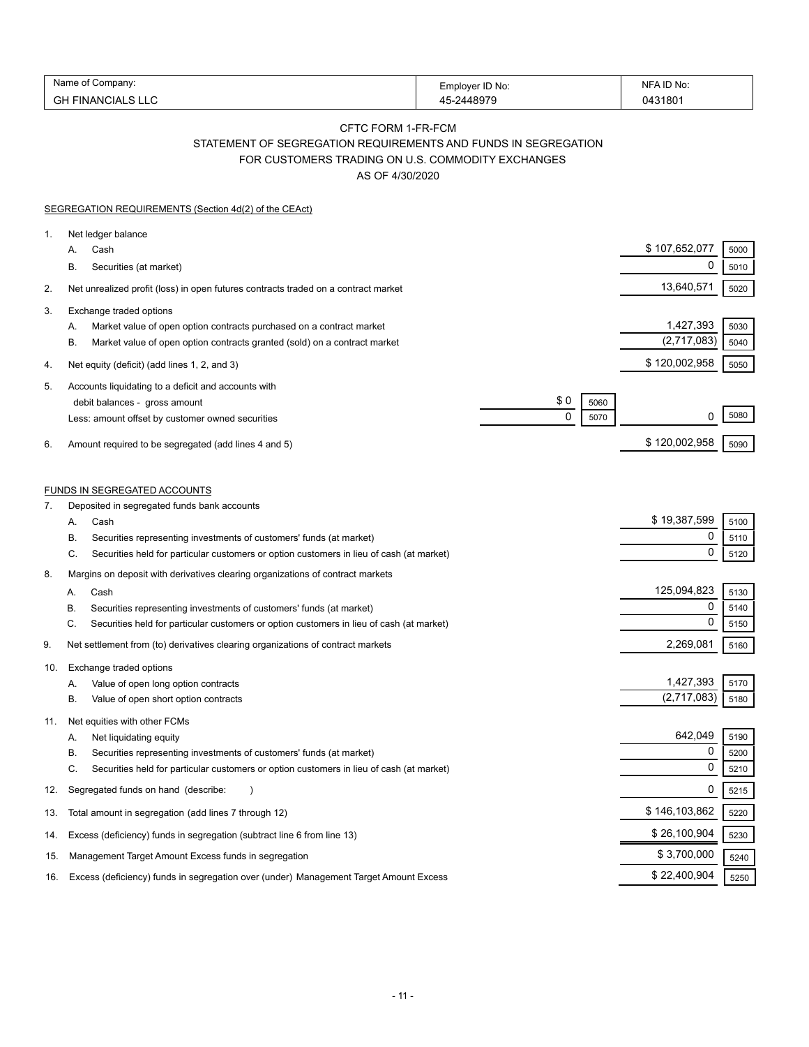| Name of Company: | Employer ID No: | NFA ID No: |
|---|---|---|
| GH FINANCIALS LLC | 45-2448979 | 0431801 |

# CFTC FORM 1-FR-FCM

## STATEMENT OF SEGREGATION REQUIREMENTS AND FUNDS IN SEGREGATION FOR CUSTOMERS TRADING ON U.S. COMMODITY EXCHANGES

### AS OF 4/30/2020

SEGREGATION REQUIREMENTS (Section 4d(2) of the CEAct)

| | | | | | |
|---|---|---|---|---|---|
| 1. | Net ledger balance | | | | |
| | A. Cash | | | $ 107,652,077 | 5000 |
| | B. Securities (at market) | | | 0 | 5010 |
| 2. | Net unrealized profit (loss) in open futures contracts traded on a contract market | | | 13,640,571 | 5020 |
| 3. | Exchange traded options | | | | |
| | A. Market value of open option contracts purchased on a contract market | | | 1,427,393 | 5030 |
| | B. Market value of open option contracts granted (sold) on a contract market | | | (2,717,083) | 5040 |
| 4. | Net equity (deficit) (add lines 1, 2, and 3) | | | $ 120,002,958 | 5050 |
| 5. | Accounts liquidating to a deficit and accounts with debit balances - gross amount | $ 0 | 5060 | | |
| | Less: amount offset by customer owned securities | 0 | 5070 | 0 | 5080 |
| 6. | Amount required to be segregated (add lines 4 and 5) | | | $ 120,002,958 | 5090 |

FUNDS IN SEGREGATED ACCOUNTS

| | | | |
|---|---|---|---|
| 7. | Deposited in segregated funds bank accounts | | |
| | A. Cash | $ 19,387,599 | 5100 |
| | B. Securities representing investments of customers' funds (at market) | 0 | 5110 |
| | C. Securities held for particular customers or option customers in lieu of cash (at market) | 0 | 5120 |
| 8. | Margins on deposit with derivatives clearing organizations of contract markets | | |
| | A. Cash | 125,094,823 | 5130 |
| | B. Securities representing investments of customers' funds (at market) | 0 | 5140 |
| | C. Securities held for particular customers or option customers in lieu of cash (at market) | 0 | 5150 |
| 9. | Net settlement from (to) derivatives clearing organizations of contract markets | 2,269,081 | 5160 |
| 10. | Exchange traded options | | |
| | A. Value of open long option contracts | 1,427,393 | 5170 |
| | B. Value of open short option contracts | (2,717,083) | 5180 |
| 11. | Net equities with other FCMs | | |
| | A. Net liquidating equity | 642,049 | 5190 |
| | B. Securities representing investments of customers' funds (at market) | 0 | 5200 |
| | C. Securities held for particular customers or option customers in lieu of cash (at market) | 0 | 5210 |
| 12. | Segregated funds on hand (describe: ) | 0 | 5215 |
| 13. | Total amount in segregation (add lines 7 through 12) | $ 146,103,862 | 5220 |
| 14. | Excess (deficiency) funds in segregation (subtract line 6 from line 13) | $ 26,100,904 | 5230 |
| 15. | Management Target Amount Excess funds in segregation | $ 3,700,000 | 5240 |
| 16. | Excess (deficiency) funds in segregation over (under) Management Target Amount Excess | $ 22,400,904 | 5250 |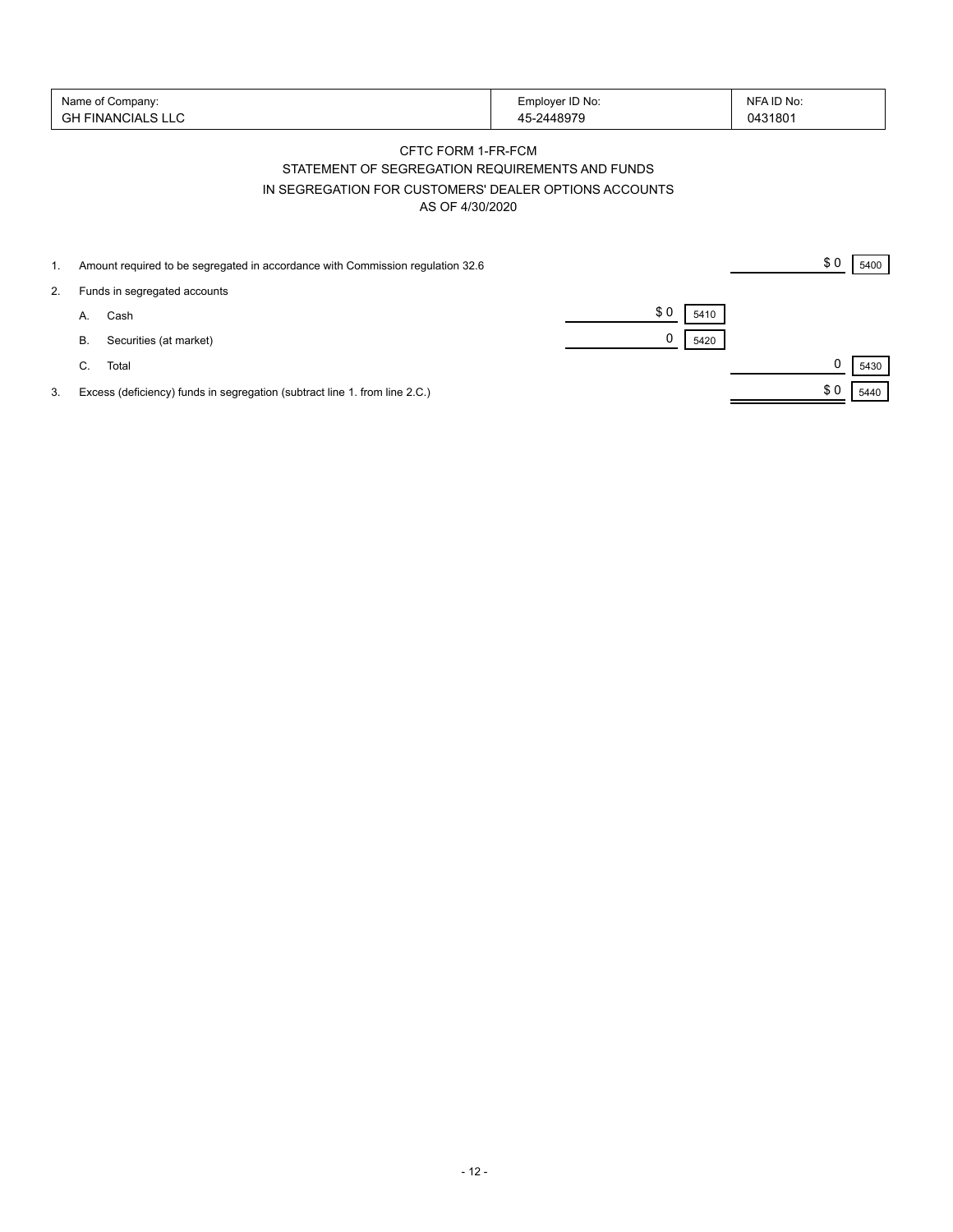| Name of Company: | Employer ID No: | NFA ID No: |
|---|---|---|
| GH FINANCIALS LLC | 45-2448979 | 0431801 |

CFTC FORM 1-FR-FCM

STATEMENT OF SEGREGATION REQUIREMENTS AND FUNDS

IN SEGREGATION FOR CUSTOMERS' DEALER OPTIONS ACCOUNTS

AS OF 4/30/2020

| | | | | | | |
|---|---|---|---|---|---|---|
| 1. | Amount required to be segregated in accordance with Commission regulation 32.6 | | | | $ 0 | 5400 |
| 2. | Funds in segregated accounts | | | | | |
| | A. Cash | $ 0 | 5410 | | | |
| | B. Securities (at market) | 0 | 5420 | | | |
| | C. Total | | | | 0 | 5430 |
| 3. | Excess (deficiency) funds in segregation (subtract line 1. from line 2.C.) | | | | $ 0 | 5440 |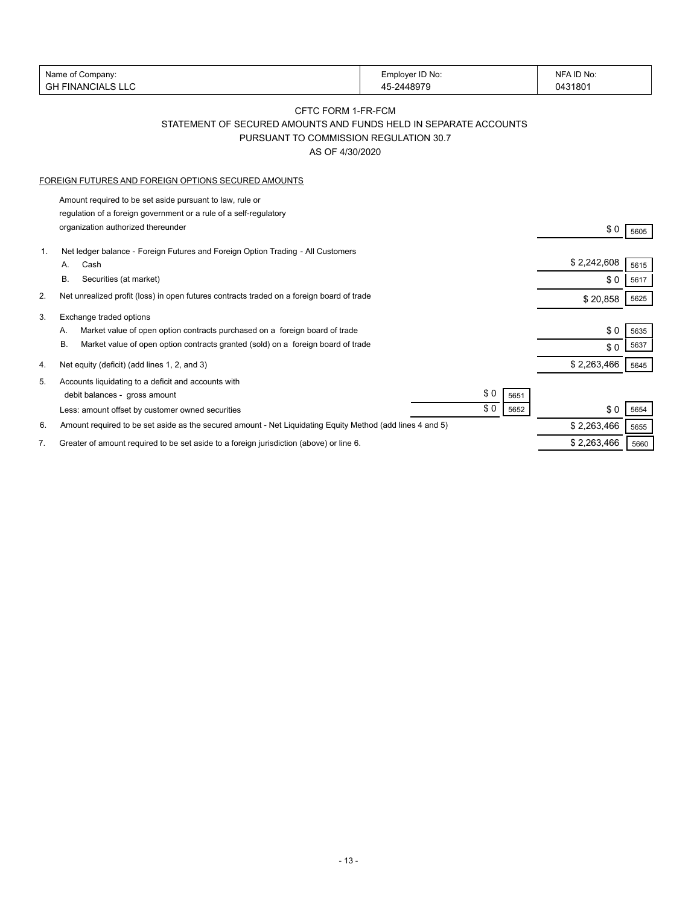| Name of Company: | Employer ID No: | NFA ID No: |
|---|---|---|
| GH FINANCIALS LLC | 45-2448979 | 0431801 |

CFTC FORM 1-FR-FCM

STATEMENT OF SECURED AMOUNTS AND FUNDS HELD IN SEPARATE ACCOUNTS

PURSUANT TO COMMISSION REGULATION 30.7

AS OF 4/30/2020

FOREIGN FUTURES AND FOREIGN OPTIONS SECURED AMOUNTS

| | | | | | |
|---|---|---|---|---|---|
| | Amount required to be set aside pursuant to law, rule or regulation of a foreign government or a rule of a self-regulatory organization authorized thereunder | | | $ 0 | 5605 |
| 1. | Net ledger balance - Foreign Futures and Foreign Option Trading - All Customers | | | | |
| | A. Cash | | | $ 2,242,608 | 5615 |
| | B. Securities (at market) | | | $ 0 | 5617 |
| 2. | Net unrealized profit (loss) in open futures contracts traded on a foreign board of trade | | | $ 20,858 | 5625 |
| 3. | Exchange traded options | | | | |
| | A. Market value of open option contracts purchased on a foreign board of trade | | | $ 0 | 5635 |
| | B. Market value of open option contracts granted (sold) on a foreign board of trade | | | $ 0 | 5637 |
| 4. | Net equity (deficit) (add lines 1, 2, and 3) | | | $ 2,263,466 | 5645 |
| 5. | Accounts liquidating to a deficit and accounts with debit balances - gross amount | $ 0 | 5651 | | |
| | Less: amount offset by customer owned securities | $ 0 | 5652 | $ 0 | 5654 |
| 6. | Amount required to be set aside as the secured amount - Net Liquidating Equity Method (add lines 4 and 5) | | | $ 2,263,466 | 5655 |
| 7. | Greater of amount required to be set aside to a foreign jurisdiction (above) or line 6. | | | $ 2,263,466 | 5660 |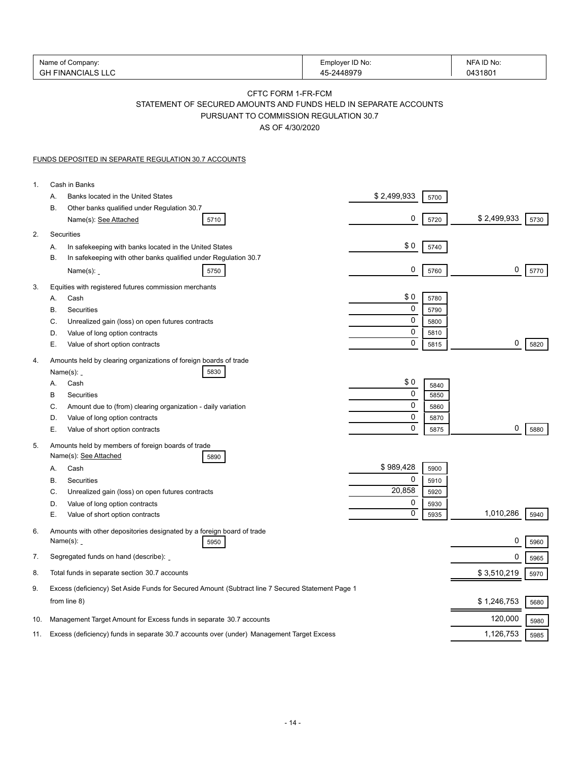| Name of Company: | Employer ID No: | NFA ID No: |
|---|---|---|
| GH FINANCIALS LLC | 45-2448979 | 0431801 |

CFTC FORM 1-FR-FCM
STATEMENT OF SECURED AMOUNTS AND FUNDS HELD IN SEPARATE ACCOUNTS
PURSUANT TO COMMISSION REGULATION 30.7
AS OF 4/30/2020

FUNDS DEPOSITED IN SEPARATE REGULATION 30.7 ACCOUNTS

| | | | | | |
|---|---|---|---|---|---|
| 1. Cash in Banks | | | | | |
| A. Banks located in the United States | | $ 2,499,933 | 5700 | | |
| B. Other banks qualified under Regulation 30.7 Name(s): See Attached | 5710 | 0 | 5720 | $ 2,499,933 | 5730 |
| 2. Securities | | | | | |
| A. In safekeeping with banks located in the United States | | $ 0 | 5740 | | |
| B. In safekeeping with other banks qualified under Regulation 30.7 Name(s): | 5750 | 0 | 5760 | 0 | 5770 |
| 3. Equities with registered futures commission merchants | | | | | |
| A. Cash | | $ 0 | 5780 | | |
| B. Securities | | 0 | 5790 | | |
| C. Unrealized gain (loss) on open futures contracts | | 0 | 5800 | | |
| D. Value of long option contracts | | 0 | 5810 | | |
| E. Value of short option contracts | | 0 | 5815 | 0 | 5820 |
| 4. Amounts held by clearing organizations of foreign boards of trade Name(s): | 5830 | | | | |
| A. Cash | | $ 0 | 5840 | | |
| B Securities | | 0 | 5850 | | |
| C. Amount due to (from) clearing organization - daily variation | | 0 | 5860 | | |
| D. Value of long option contracts | | 0 | 5870 | | |
| E. Value of short option contracts | | 0 | 5875 | 0 | 5880 |
| 5. Amounts held by members of foreign boards of trade Name(s): See Attached | 5890 | | | | |
| A. Cash | | $ 989,428 | 5900 | | |
| B. Securities | | 0 | 5910 | | |
| C. Unrealized gain (loss) on open futures contracts | | 20,858 | 5920 | | |
| D. Value of long option contracts | | 0 | 5930 | | |
| E. Value of short option contracts | | 0 | 5935 | 1,010,286 | 5940 |
| 6. Amounts with other depositories designated by a foreign board of trade Name(s): | 5950 | | | 0 | 5960 |
| 7. Segregated funds on hand (describe): | | | | 0 | 5965 |
| 8. Total funds in separate section 30.7 accounts | | | | $ 3,510,219 | 5970 |
| 9. Excess (deficiency) Set Aside Funds for Secured Amount (Subtract line 7 Secured Statement Page 1 from line 8) | | | | $ 1,246,753 | 5680 |
| 10. Management Target Amount for Excess funds in separate 30.7 accounts | | | | 120,000 | 5980 |
| 11. Excess (deficiency) funds in separate 30.7 accounts over (under) Management Target Excess | | | | 1,126,753 | 5985 |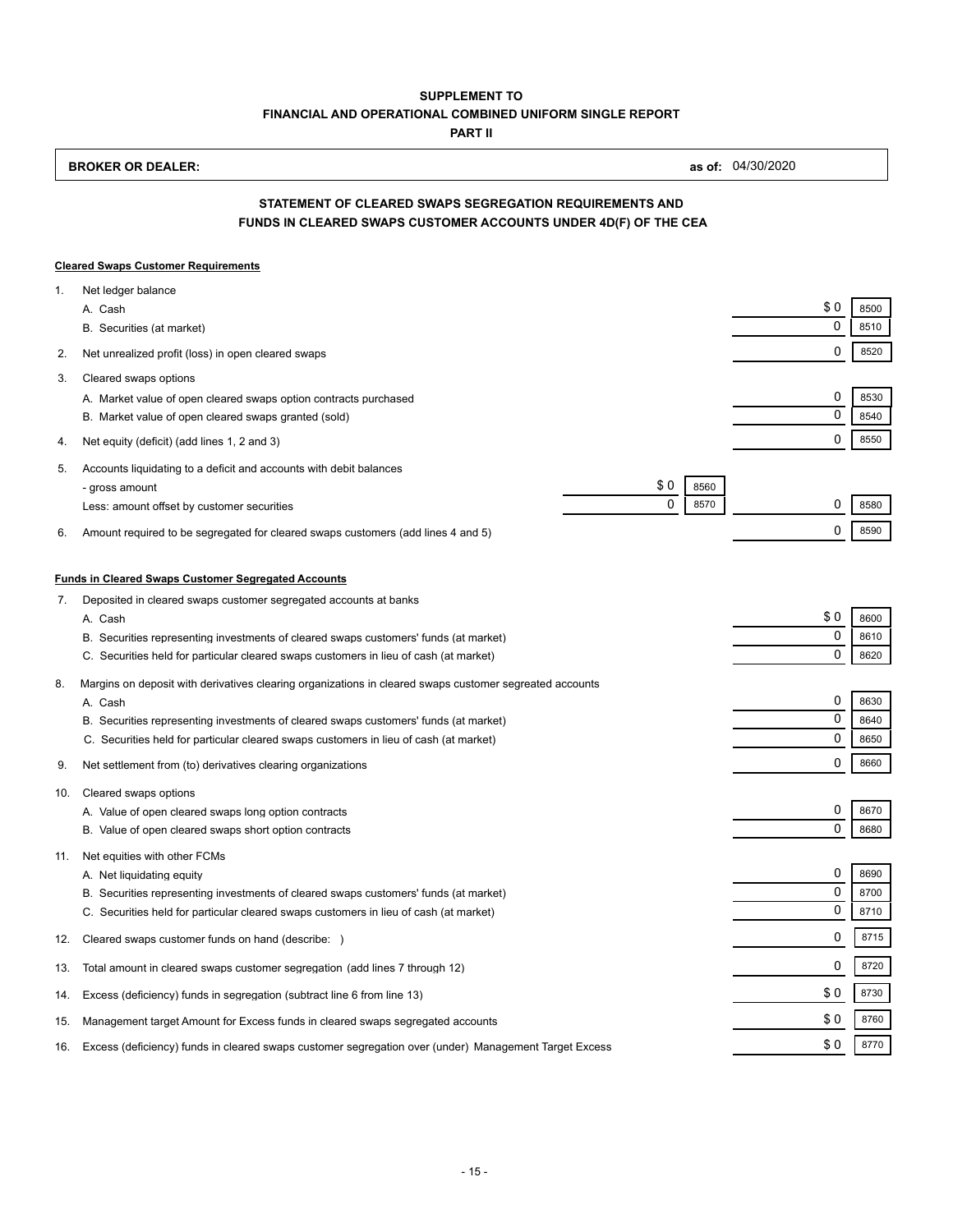**SUPPLEMENT TO**

**FINANCIAL AND OPERATIONAL COMBINED UNIFORM SINGLE REPORT**

**PART II**

**BROKER OR DEALER:** **as of:** 04/30/2020

## STATEMENT OF CLEARED SWAPS SEGREGATION REQUIREMENTS AND FUNDS IN CLEARED SWAPS CUSTOMER ACCOUNTS UNDER 4D(F) OF THE CEA

**Cleared Swaps Customer Requirements**

| | | | | | |
|---|---|---|---|---|---|
| 1. | Net ledger balance | | | | |
| | A. Cash | | | $ 0 | 8500 |
| | B. Securities (at market) | | | 0 | 8510 |
| 2. | Net unrealized profit (loss) in open cleared swaps | | | 0 | 8520 |
| 3. | Cleared swaps options | | | | |
| | A. Market value of open cleared swaps option contracts purchased | | | 0 | 8530 |
| | B. Market value of open cleared swaps granted (sold) | | | 0 | 8540 |
| 4. | Net equity (deficit) (add lines 1, 2 and 3) | | | 0 | 8550 |
| 5. | Accounts liquidating to a deficit and accounts with debit balances | | | | |
| | - gross amount | $ 0 | 8560 | | |
| | Less: amount offset by customer securities | 0 | 8570 | 0 | 8580 |
| 6. | Amount required to be segregated for cleared swaps customers (add lines 4 and 5) | | | 0 | 8590 |

**Funds in Cleared Swaps Customer Segregated Accounts**

| | | | |
|---|---|---|---|
| 7. | Deposited in cleared swaps customer segregated accounts at banks | | |
| | A. Cash | $ 0 | 8600 |
| | B. Securities representing investments of cleared swaps customers' funds (at market) | 0 | 8610 |
| | C. Securities held for particular cleared swaps customers in lieu of cash (at market) | 0 | 8620 |
| 8. | Margins on deposit with derivatives clearing organizations in cleared swaps customer segreated accounts | | |
| | A. Cash | 0 | 8630 |
| | B. Securities representing investments of cleared swaps customers' funds (at market) | 0 | 8640 |
| | C. Securities held for particular cleared swaps customers in lieu of cash (at market) | 0 | 8650 |
| 9. | Net settlement from (to) derivatives clearing organizations | 0 | 8660 |
| 10. | Cleared swaps options | | |
| | A. Value of open cleared swaps long option contracts | 0 | 8670 |
| | B. Value of open cleared swaps short option contracts | 0 | 8680 |
| 11. | Net equities with other FCMs | | |
| | A. Net liquidating equity | 0 | 8690 |
| | B. Securities representing investments of cleared swaps customers' funds (at market) | 0 | 8700 |
| | C. Securities held for particular cleared swaps customers in lieu of cash (at market) | 0 | 8710 |
| 12. | Cleared swaps customer funds on hand (describe: ) | 0 | 8715 |
| 13. | Total amount in cleared swaps customer segregation (add lines 7 through 12) | 0 | 8720 |
| 14. | Excess (deficiency) funds in segregation (subtract line 6 from line 13) | $ 0 | 8730 |
| 15. | Management target Amount for Excess funds in cleared swaps segregated accounts | $ 0 | 8760 |
| 16. | Excess (deficiency) funds in cleared swaps customer segregation over (under) Management Target Excess | $ 0 | 8770 |